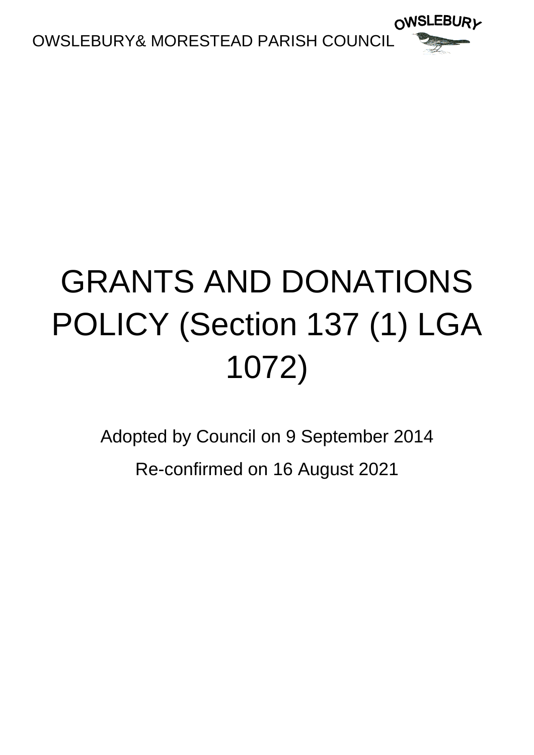OWSLEBURY& MORESTEAD PARISH COUNCIL

OWSLEBURY

# GRANTS AND DONATIONS POLICY (Section 137 (1) LGA 1072)

Adopted by Council on 9 September 2014

Re-confirmed on 16 August 2021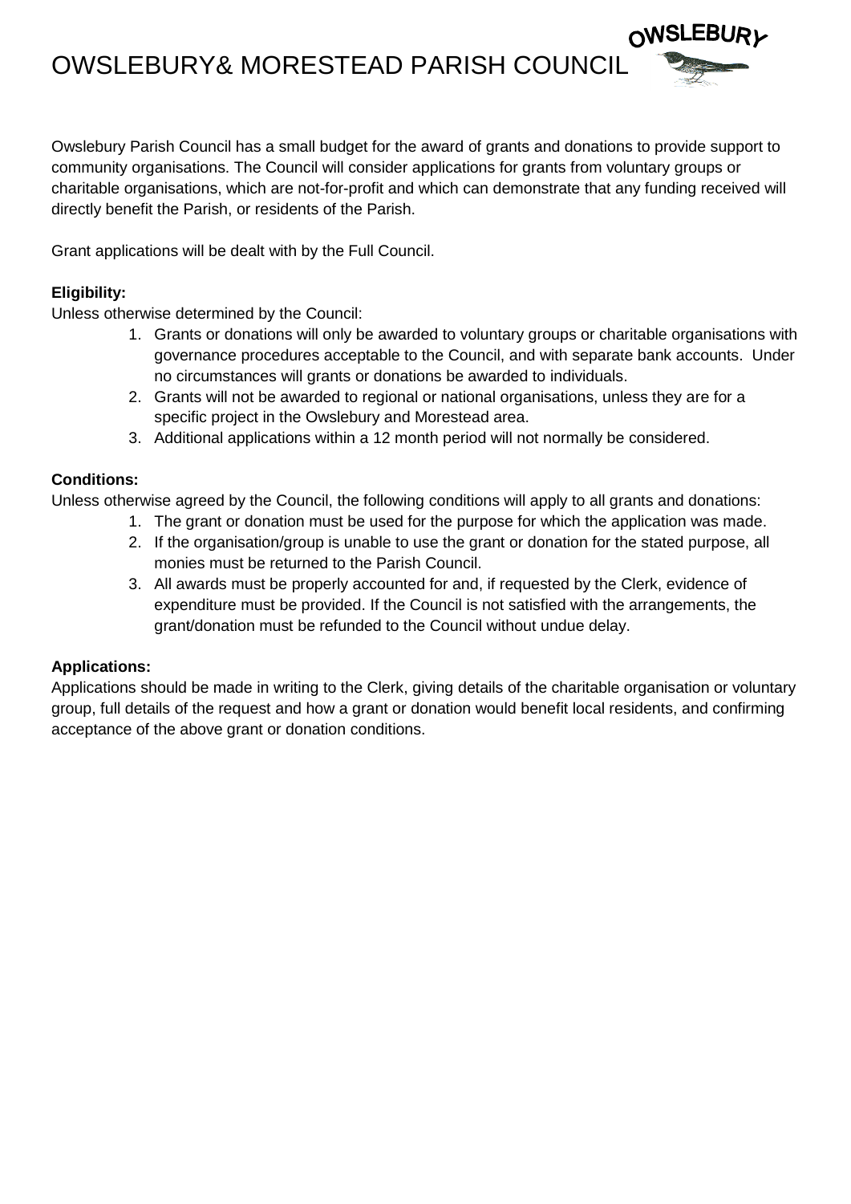# OWSLEBURY& MORESTEAD PARISH COUNCIL

Owslebury Parish Council has a small budget for the award of grants and donations to provide support to community organisations. The Council will consider applications for grants from voluntary groups or charitable organisations, which are not-for-profit and which can demonstrate that any funding received will directly benefit the Parish, or residents of the Parish.

Grant applications will be dealt with by the Full Council.

**Eligibility:**

Unless otherwise determined by the Council:

1. Grants or donations will only be awarded to voluntary groups or charitable organisations with governance procedures acceptable to the Council, and with separate bank accounts. Under no circumstances will grants or donations be awarded to individuals.
2. Grants will not be awarded to regional or national organisations, unless they are for a specific project in the Owslebury and Morestead area.
3. Additional applications within a 12 month period will not normally be considered.

**Conditions:**

Unless otherwise agreed by the Council, the following conditions will apply to all grants and donations:

1. The grant or donation must be used for the purpose for which the application was made.
2. If the organisation/group is unable to use the grant or donation for the stated purpose, all monies must be returned to the Parish Council.
3. All awards must be properly accounted for and, if requested by the Clerk, evidence of expenditure must be provided. If the Council is not satisfied with the arrangements, the grant/donation must be refunded to the Council without undue delay.

**Applications:**

Applications should be made in writing to the Clerk, giving details of the charitable organisation or voluntary group, full details of the request and how a grant or donation would benefit local residents, and confirming acceptance of the above grant or donation conditions.